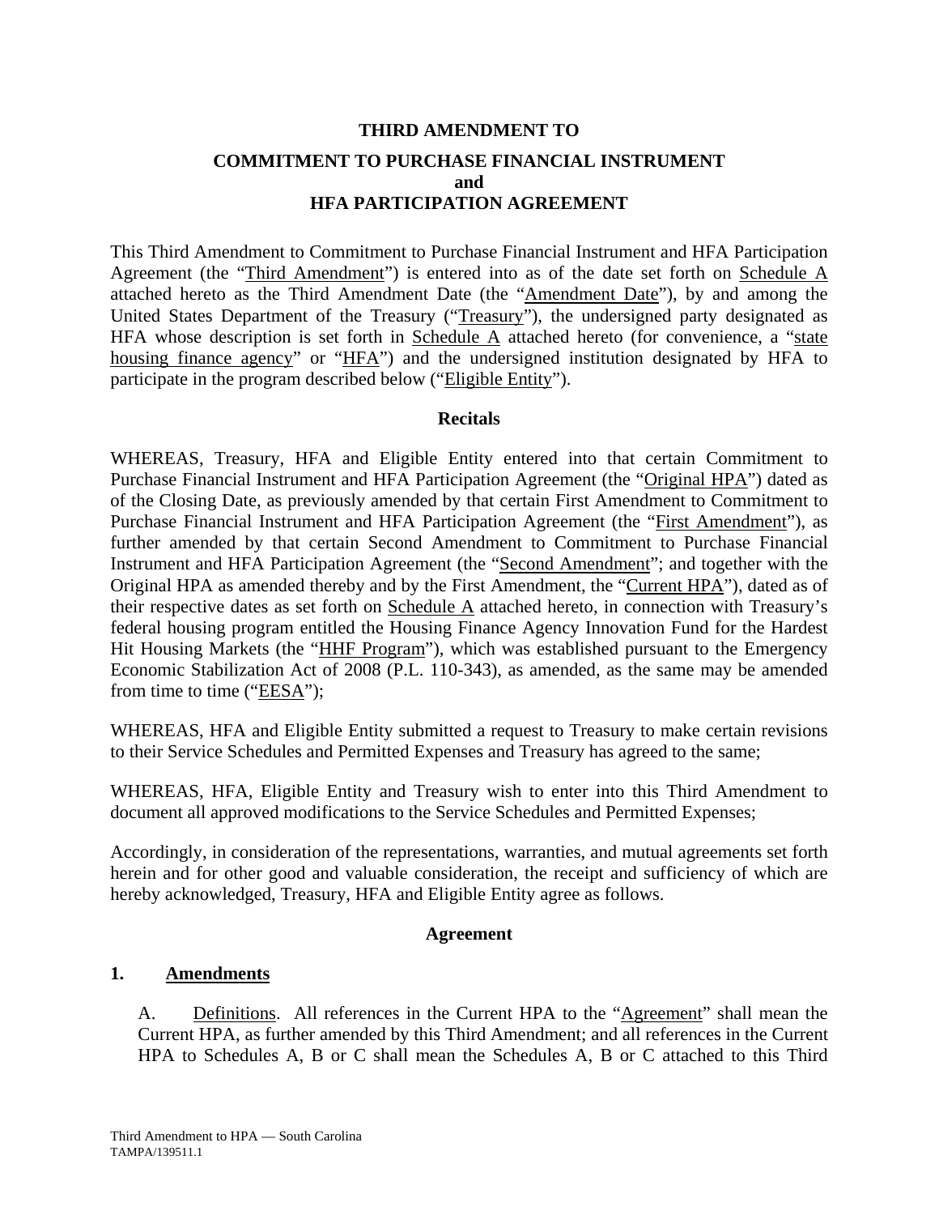# THIRD AMENDMENT TO

## COMMITMENT TO PURCHASE FINANCIAL INSTRUMENT
## and
## HFA PARTICIPATION AGREEMENT

This Third Amendment to Commitment to Purchase Financial Instrument and HFA Participation Agreement (the "Third Amendment") is entered into as of the date set forth on Schedule A attached hereto as the Third Amendment Date (the "Amendment Date"), by and among the United States Department of the Treasury ("Treasury"), the undersigned party designated as HFA whose description is set forth in Schedule A attached hereto (for convenience, a "state housing finance agency" or "HFA") and the undersigned institution designated by HFA to participate in the program described below ("Eligible Entity").

### Recitals

WHEREAS, Treasury, HFA and Eligible Entity entered into that certain Commitment to Purchase Financial Instrument and HFA Participation Agreement (the "Original HPA") dated as of the Closing Date, as previously amended by that certain First Amendment to Commitment to Purchase Financial Instrument and HFA Participation Agreement (the "First Amendment"), as further amended by that certain Second Amendment to Commitment to Purchase Financial Instrument and HFA Participation Agreement (the "Second Amendment"; and together with the Original HPA as amended thereby and by the First Amendment, the "Current HPA"), dated as of their respective dates as set forth on Schedule A attached hereto, in connection with Treasury's federal housing program entitled the Housing Finance Agency Innovation Fund for the Hardest Hit Housing Markets (the "HHF Program"), which was established pursuant to the Emergency Economic Stabilization Act of 2008 (P.L. 110-343), as amended, as the same may be amended from time to time ("EESA");

WHEREAS, HFA and Eligible Entity submitted a request to Treasury to make certain revisions to their Service Schedules and Permitted Expenses and Treasury has agreed to the same;

WHEREAS, HFA, Eligible Entity and Treasury wish to enter into this Third Amendment to document all approved modifications to the Service Schedules and Permitted Expenses;

Accordingly, in consideration of the representations, warranties, and mutual agreements set forth herein and for other good and valuable consideration, the receipt and sufficiency of which are hereby acknowledged, Treasury, HFA and Eligible Entity agree as follows.

### Agreement

**1. Amendments**

A. Definitions. All references in the Current HPA to the "Agreement" shall mean the Current HPA, as further amended by this Third Amendment; and all references in the Current HPA to Schedules A, B or C shall mean the Schedules A, B or C attached to this Third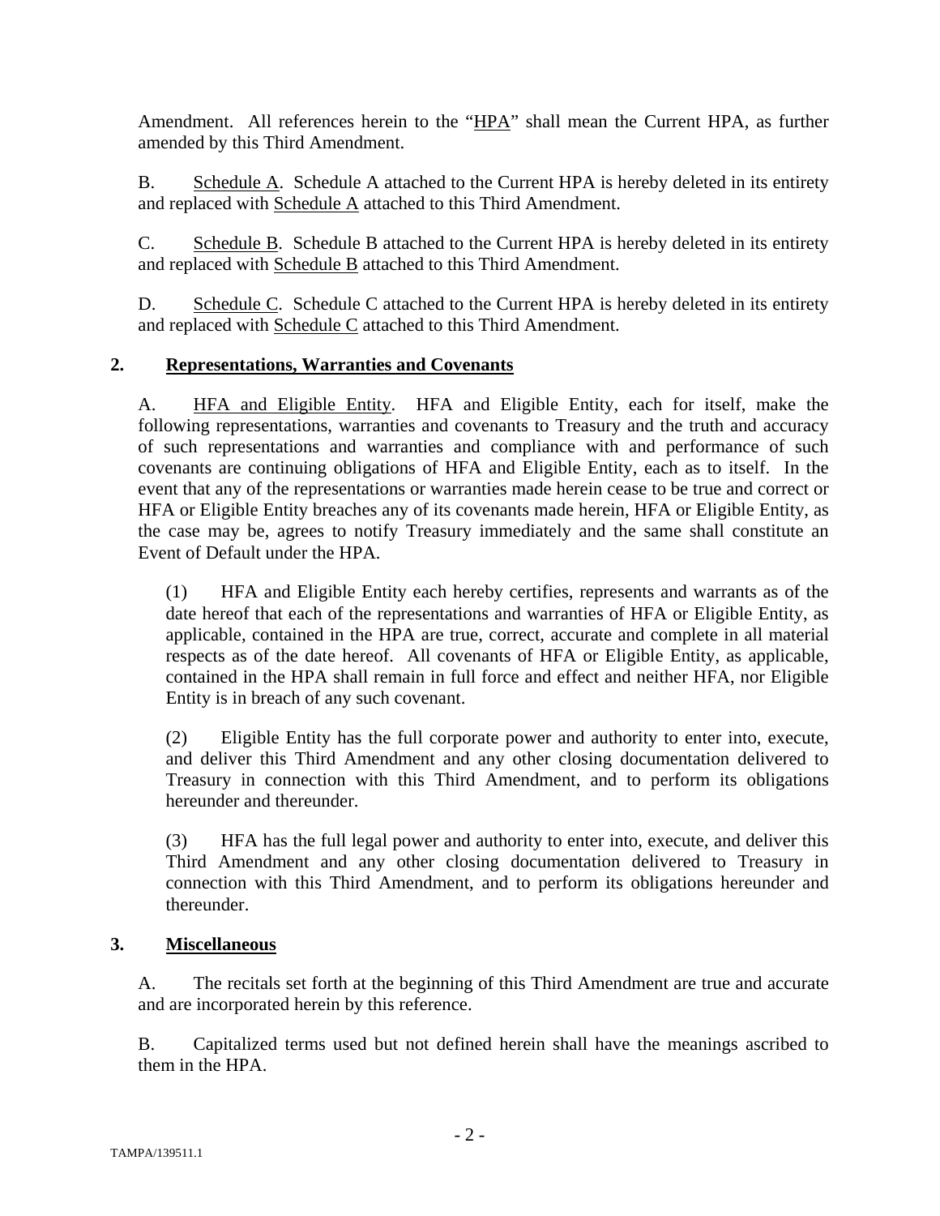Amendment. All references herein to the "HPA" shall mean the Current HPA, as further amended by this Third Amendment.

B. Schedule A. Schedule A attached to the Current HPA is hereby deleted in its entirety and replaced with Schedule A attached to this Third Amendment.

C. Schedule B. Schedule B attached to the Current HPA is hereby deleted in its entirety and replaced with Schedule B attached to this Third Amendment.

D. Schedule C. Schedule C attached to the Current HPA is hereby deleted in its entirety and replaced with Schedule C attached to this Third Amendment.

## 2. Representations, Warranties and Covenants

A. HFA and Eligible Entity. HFA and Eligible Entity, each for itself, make the following representations, warranties and covenants to Treasury and the truth and accuracy of such representations and warranties and compliance with and performance of such covenants are continuing obligations of HFA and Eligible Entity, each as to itself. In the event that any of the representations or warranties made herein cease to be true and correct or HFA or Eligible Entity breaches any of its covenants made herein, HFA or Eligible Entity, as the case may be, agrees to notify Treasury immediately and the same shall constitute an Event of Default under the HPA.

(1) HFA and Eligible Entity each hereby certifies, represents and warrants as of the date hereof that each of the representations and warranties of HFA or Eligible Entity, as applicable, contained in the HPA are true, correct, accurate and complete in all material respects as of the date hereof. All covenants of HFA or Eligible Entity, as applicable, contained in the HPA shall remain in full force and effect and neither HFA, nor Eligible Entity is in breach of any such covenant.

(2) Eligible Entity has the full corporate power and authority to enter into, execute, and deliver this Third Amendment and any other closing documentation delivered to Treasury in connection with this Third Amendment, and to perform its obligations hereunder and thereunder.

(3) HFA has the full legal power and authority to enter into, execute, and deliver this Third Amendment and any other closing documentation delivered to Treasury in connection with this Third Amendment, and to perform its obligations hereunder and thereunder.

## 3. Miscellaneous

A. The recitals set forth at the beginning of this Third Amendment are true and accurate and are incorporated herein by this reference.

B. Capitalized terms used but not defined herein shall have the meanings ascribed to them in the HPA.

TAMPA/139511.1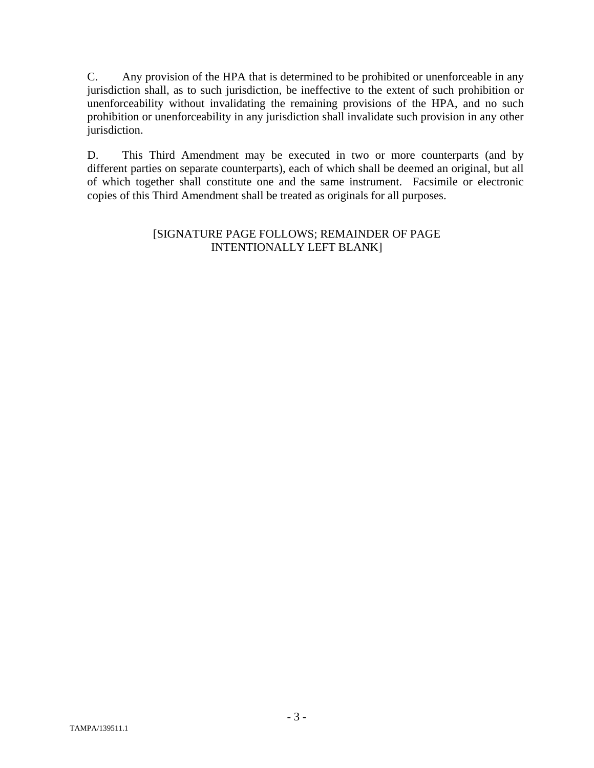C. Any provision of the HPA that is determined to be prohibited or unenforceable in any jurisdiction shall, as to such jurisdiction, be ineffective to the extent of such prohibition or unenforceability without invalidating the remaining provisions of the HPA, and no such prohibition or unenforceability in any jurisdiction shall invalidate such provision in any other jurisdiction.

D. This Third Amendment may be executed in two or more counterparts (and by different parties on separate counterparts), each of which shall be deemed an original, but all of which together shall constitute one and the same instrument. Facsimile or electronic copies of this Third Amendment shall be treated as originals for all purposes.

[SIGNATURE PAGE FOLLOWS; REMAINDER OF PAGE INTENTIONALLY LEFT BLANK]

TAMPA/139511.1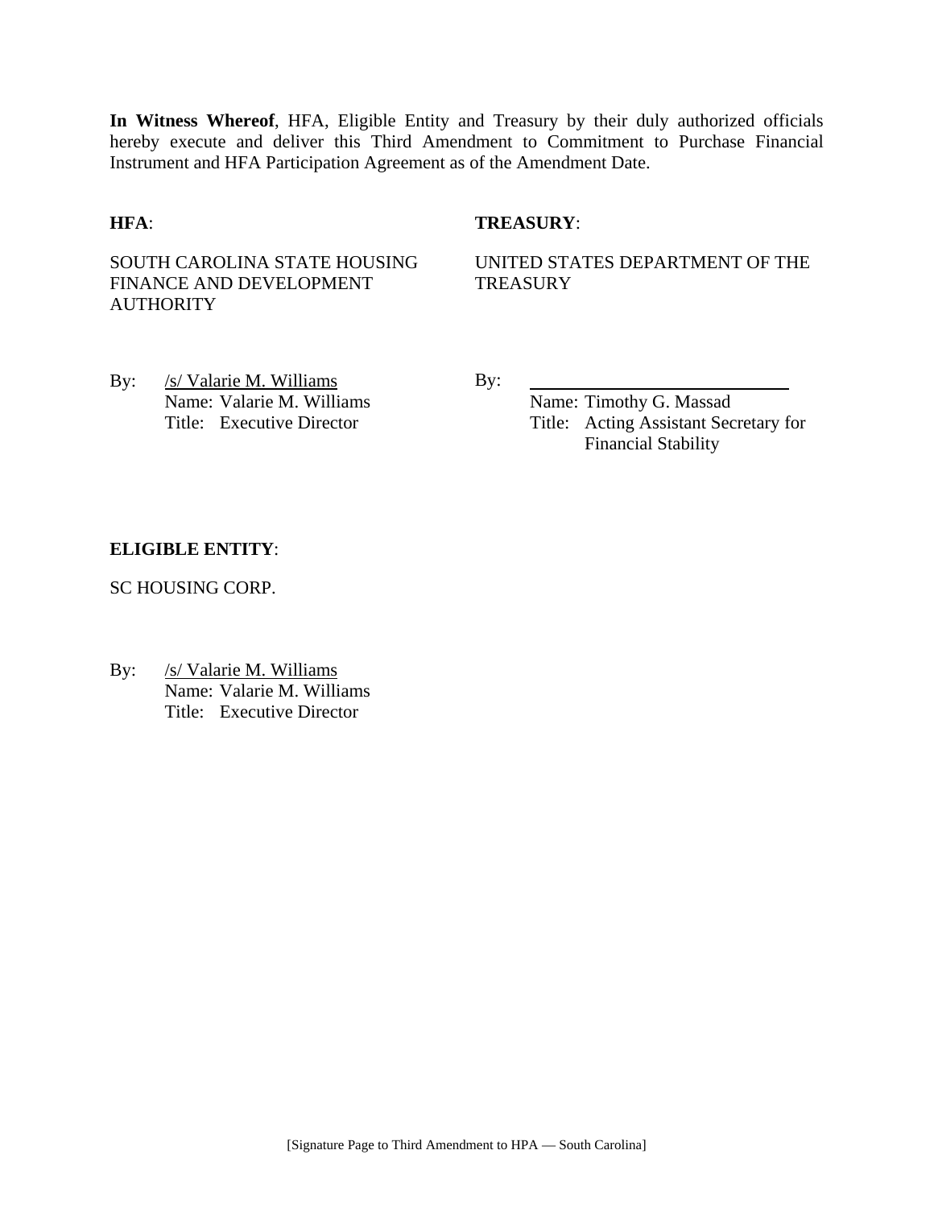**In Witness Whereof**, HFA, Eligible Entity and Treasury by their duly authorized officials hereby execute and deliver this Third Amendment to Commitment to Purchase Financial Instrument and HFA Participation Agreement as of the Amendment Date.

**HFA**:

SOUTH CAROLINA STATE HOUSING FINANCE AND DEVELOPMENT AUTHORITY

By: /s/ Valarie M. Williams
Name: Valarie M. Williams
Title: Executive Director

**TREASURY**:

UNITED STATES DEPARTMENT OF THE TREASURY

By: \_\_\_\_\_\_\_\_\_\_\_\_\_\_\_\_\_\_\_\_\_\_\_\_\_\_\_\_
Name: Timothy G. Massad
Title: Acting Assistant Secretary for Financial Stability

**ELIGIBLE ENTITY**:

SC HOUSING CORP.

By: /s/ Valarie M. Williams
Name: Valarie M. Williams
Title: Executive Director

[Signature Page to Third Amendment to HPA — South Carolina]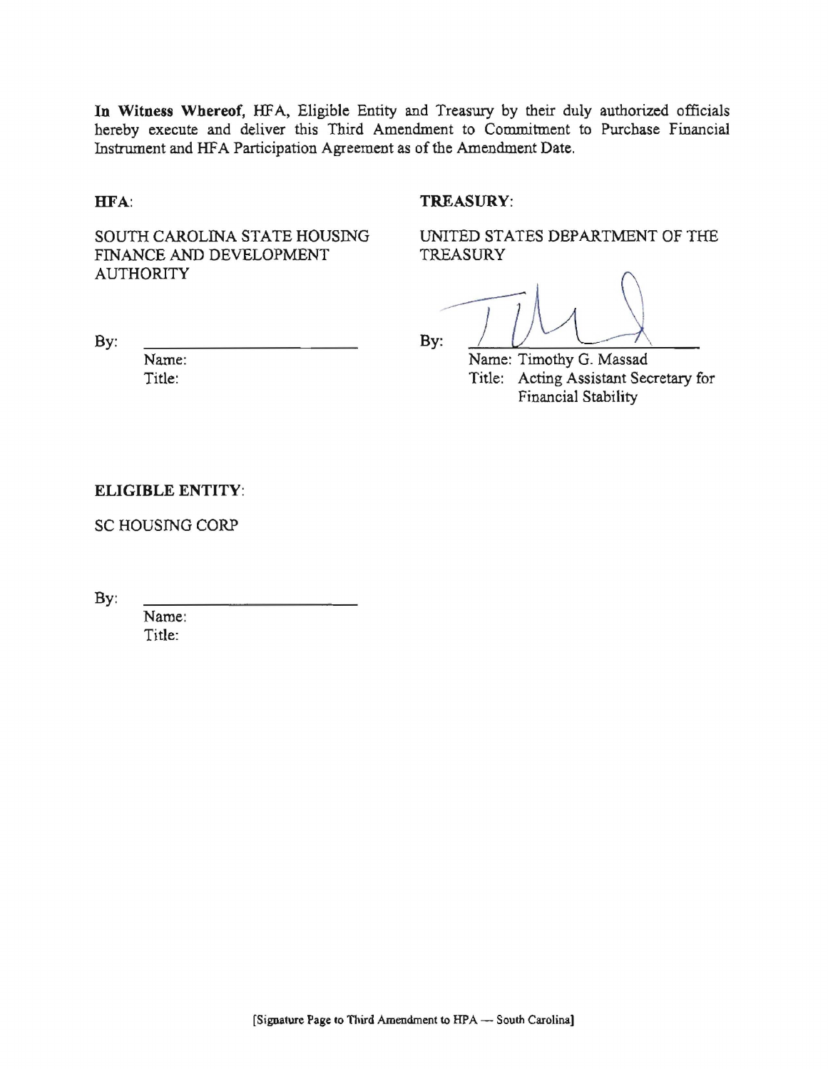**In Witness Whereof,** HFA, Eligible Entity and Treasury by their duly authorized officials hereby execute and deliver this Third Amendment to Commitment to Purchase Financial Instrument and HFA Participation Agreement as of the Amendment Date.

**HFA**:

SOUTH CAROLINA STATE HOUSING FINANCE AND DEVELOPMENT AUTHORITY

By: ______________________

Name:
Title:

**TREASURY**:

UNITED STATES DEPARTMENT OF THE TREASURY

By: ______________________

Name: Timothy G. Massad
Title: Acting Assistant Secretary for Financial Stability

**ELIGIBLE ENTITY**:

SC HOUSING CORP

By: ______________________

Name:
Title:

[Signature Page to Third Amendment to HPA — South Carolina]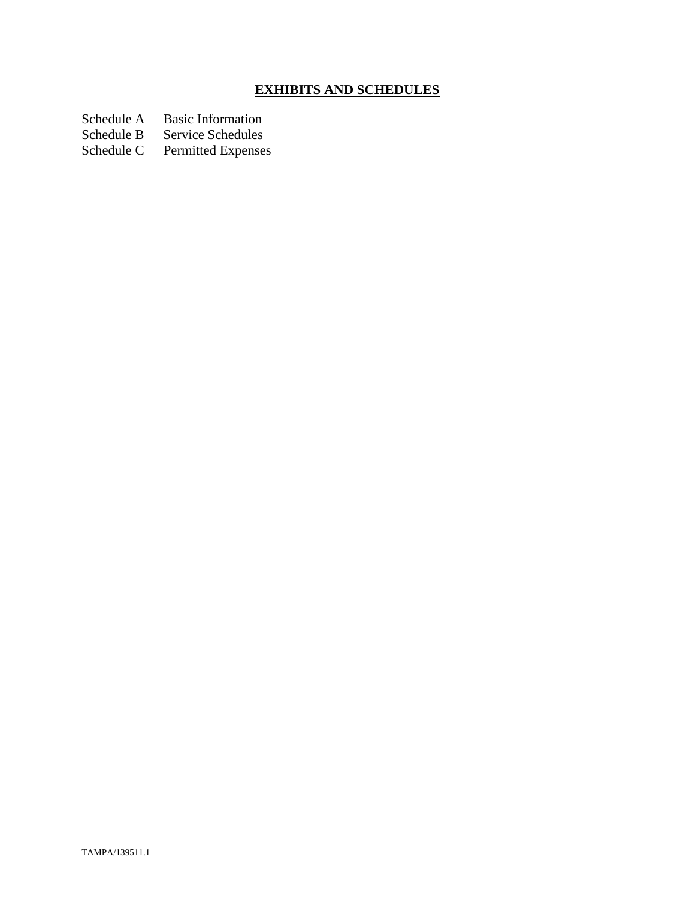## **EXHIBITS AND SCHEDULES**

| | |
|---|---|
| Schedule A | Basic Information |
| Schedule B | Service Schedules |
| Schedule C | Permitted Expenses |

TAMPA/139511.1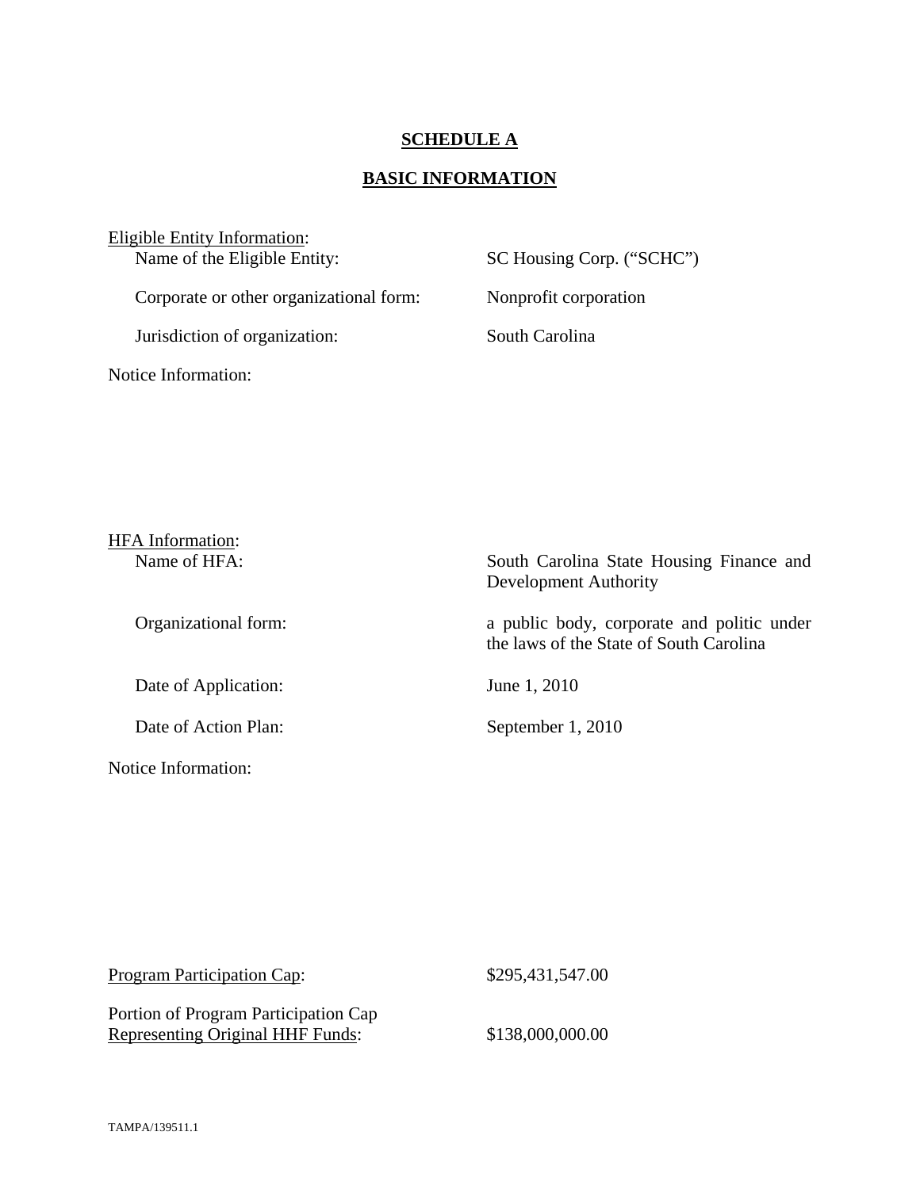# SCHEDULE A

## BASIC INFORMATION

Eligible Entity Information:

| | |
|---|---|
| Name of the Eligible Entity: | SC Housing Corp. ("SCHC") |
| Corporate or other organizational form: | Nonprofit corporation |
| Jurisdiction of organization: | South Carolina |

Notice Information:

HFA Information:

| | |
|---|---|
| Name of HFA: | South Carolina State Housing Finance and Development Authority |
| Organizational form: | a public body, corporate and politic under the laws of the State of South Carolina |
| Date of Application: | June 1, 2010 |
| Date of Action Plan: | September 1, 2010 |

Notice Information:

| | |
|---|---|
| Program Participation Cap: | $295,431,547.00 |
| Portion of Program Participation Cap Representing Original HHF Funds: | $138,000,000.00 |

TAMPA/139511.1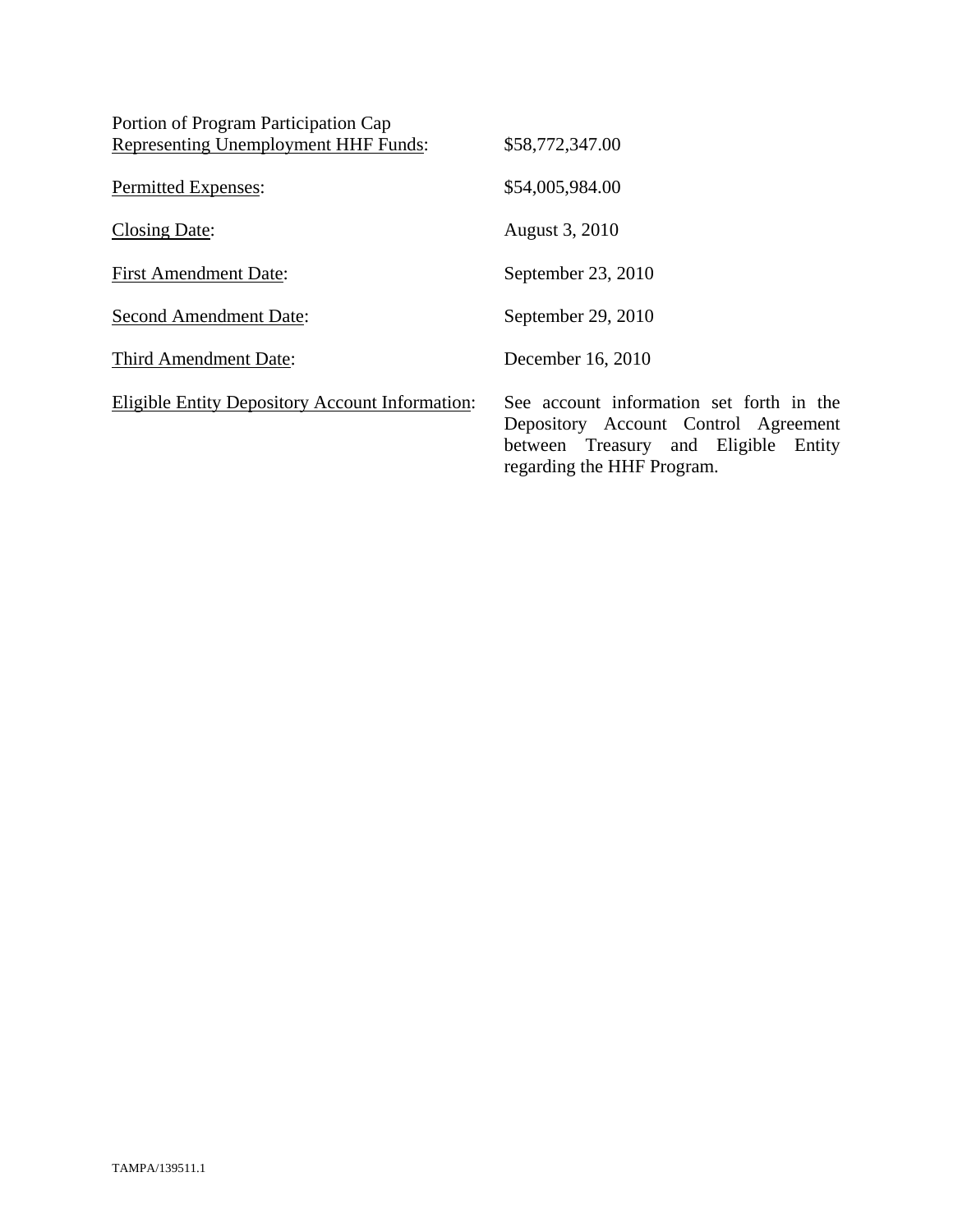Portion of Program Participation Cap
<u>Representing Unemployment HHF Funds</u>: $58,772,347.00

<u>Permitted Expenses</u>: $54,005,984.00

<u>Closing Date</u>: August 3, 2010

<u>First Amendment Date</u>: September 23, 2010

<u>Second Amendment Date</u>: September 29, 2010

<u>Third Amendment Date</u>: December 16, 2010

<u>Eligible Entity Depository Account Information</u>: See account information set forth in the Depository Account Control Agreement between Treasury and Eligible Entity regarding the HHF Program.

TAMPA/139511.1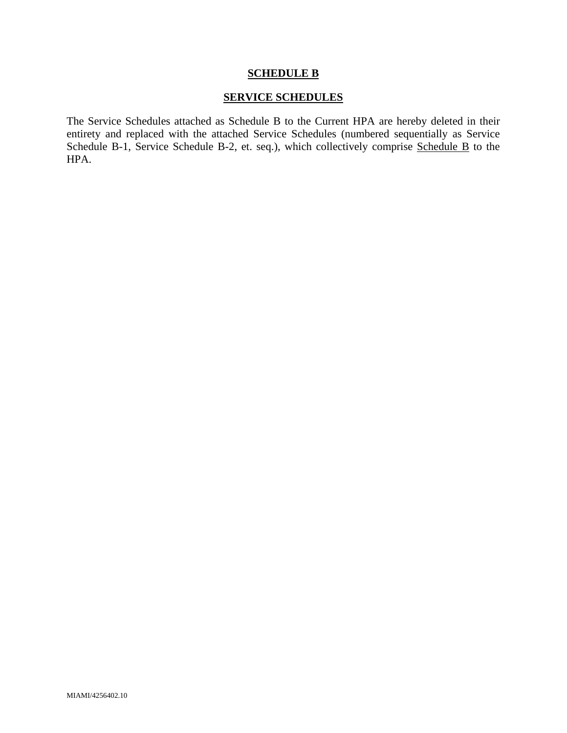# SCHEDULE B

## SERVICE SCHEDULES

The Service Schedules attached as Schedule B to the Current HPA are hereby deleted in their entirety and replaced with the attached Service Schedules (numbered sequentially as Service Schedule B-1, Service Schedule B-2, et. seq.), which collectively comprise Schedule B to the HPA.

MIAMI/4256402.10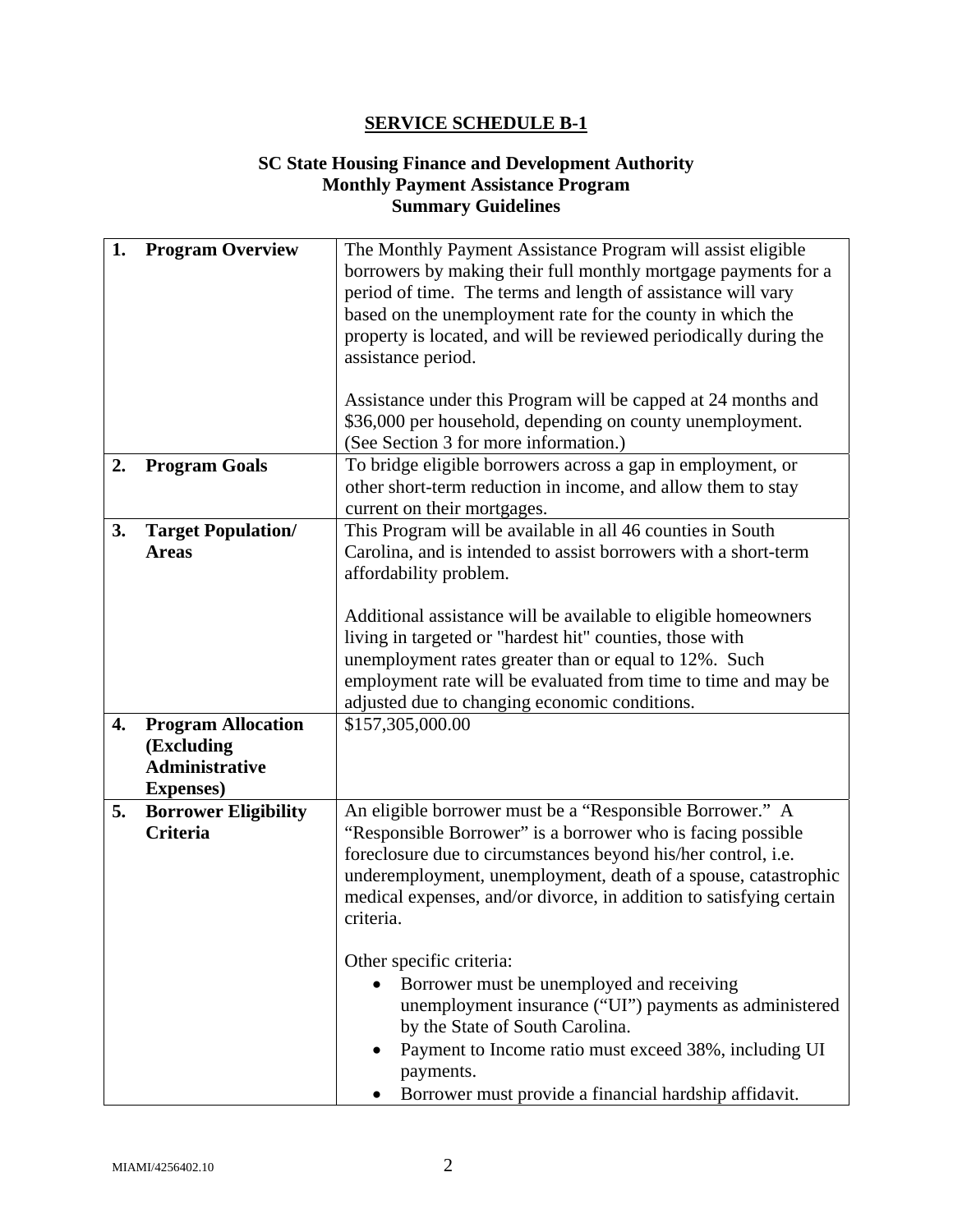## SERVICE SCHEDULE B-1

### SC State Housing Finance and Development Authority Monthly Payment Assistance Program Summary Guidelines

| | |
|---|---|
| **1. Program Overview** | The Monthly Payment Assistance Program will assist eligible borrowers by making their full monthly mortgage payments for a period of time. The terms and length of assistance will vary based on the unemployment rate for the county in which the property is located, and will be reviewed periodically during the assistance period.<br><br>Assistance under this Program will be capped at 24 months and \$36,000 per household, depending on county unemployment. (See Section 3 for more information.) |
| **2. Program Goals** | To bridge eligible borrowers across a gap in employment, or other short-term reduction in income, and allow them to stay current on their mortgages. |
| **3. Target Population/ Areas** | This Program will be available in all 46 counties in South Carolina, and is intended to assist borrowers with a short-term affordability problem.<br><br>Additional assistance will be available to eligible homeowners living in targeted or "hardest hit" counties, those with unemployment rates greater than or equal to 12%. Such employment rate will be evaluated from time to time and may be adjusted due to changing economic conditions. |
| **4. Program Allocation (Excluding Administrative Expenses)** | \$157,305,000.00 |
| **5. Borrower Eligibility Criteria** | An eligible borrower must be a "Responsible Borrower." A "Responsible Borrower" is a borrower who is facing possible foreclosure due to circumstances beyond his/her control, i.e. underemployment, unemployment, death of a spouse, catastrophic medical expenses, and/or divorce, in addition to satisfying certain criteria.<br><br>Other specific criteria:<br>• Borrower must be unemployed and receiving unemployment insurance ("UI") payments as administered by the State of South Carolina.<br>• Payment to Income ratio must exceed 38%, including UI payments.<br>• Borrower must provide a financial hardship affidavit. |

MIAMI/4256402.10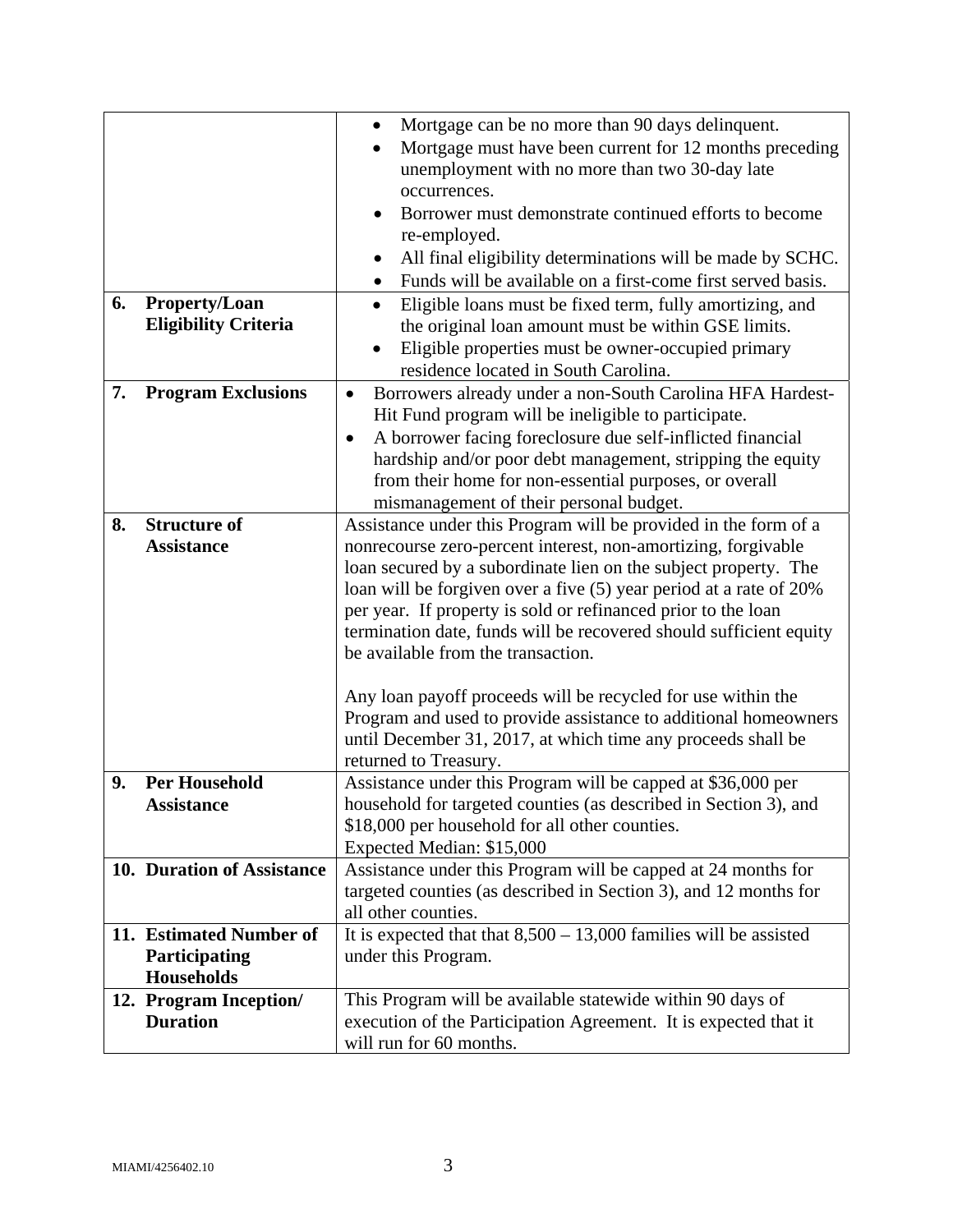| | |
|---|---|
| | • Mortgage can be no more than 90 days delinquent.<br>• Mortgage must have been current for 12 months preceding unemployment with no more than two 30-day late occurrences.<br>• Borrower must demonstrate continued efforts to become re-employed.<br>• All final eligibility determinations will be made by SCHC.<br>• Funds will be available on a first-come first served basis. |
| **6. Property/Loan Eligibility Criteria** | • Eligible loans must be fixed term, fully amortizing, and the original loan amount must be within GSE limits.<br>• Eligible properties must be owner-occupied primary residence located in South Carolina. |
| **7. Program Exclusions** | • Borrowers already under a non-South Carolina HFA Hardest-Hit Fund program will be ineligible to participate.<br>• A borrower facing foreclosure due self-inflicted financial hardship and/or poor debt management, stripping the equity from their home for non-essential purposes, or overall mismanagement of their personal budget. |
| **8. Structure of Assistance** | Assistance under this Program will be provided in the form of a nonrecourse zero-percent interest, non-amortizing, forgivable loan secured by a subordinate lien on the subject property. The loan will be forgiven over a five (5) year period at a rate of 20% per year. If property is sold or refinanced prior to the loan termination date, funds will be recovered should sufficient equity be available from the transaction.<br><br>Any loan payoff proceeds will be recycled for use within the Program and used to provide assistance to additional homeowners until December 31, 2017, at which time any proceeds shall be returned to Treasury. |
| **9. Per Household Assistance** | Assistance under this Program will be capped at $36,000 per household for targeted counties (as described in Section 3), and $18,000 per household for all other counties.<br>Expected Median: $15,000 |
| **10. Duration of Assistance** | Assistance under this Program will be capped at 24 months for targeted counties (as described in Section 3), and 12 months for all other counties. |
| **11. Estimated Number of Participating Households** | It is expected that that 8,500 – 13,000 families will be assisted under this Program. |
| **12. Program Inception/ Duration** | This Program will be available statewide within 90 days of execution of the Participation Agreement. It is expected that it will run for 60 months. |

MIAMI/4256402.10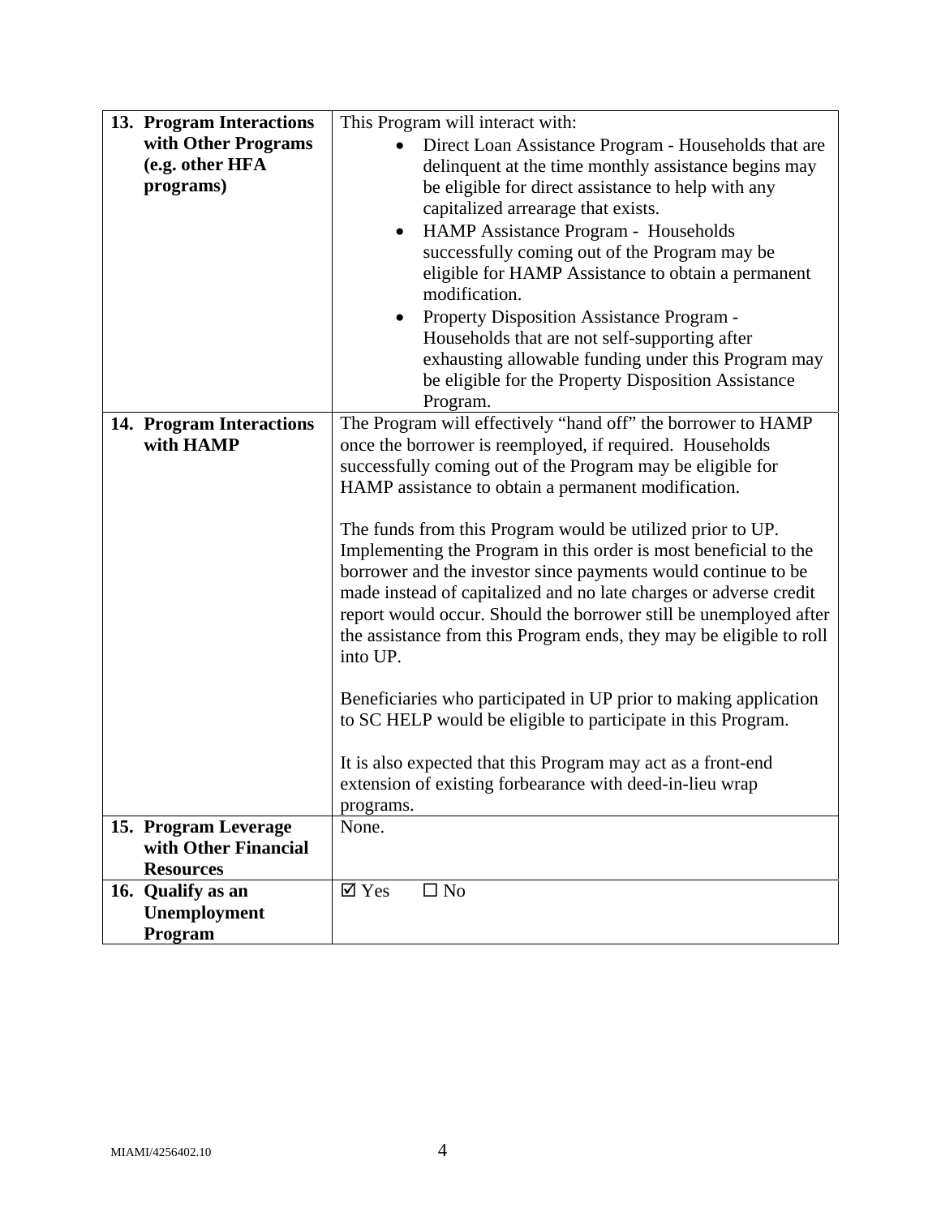| | |
|---|---|
| **13. Program Interactions with Other Programs (e.g. other HFA programs)** | This Program will interact with:<br>• Direct Loan Assistance Program - Households that are delinquent at the time monthly assistance begins may be eligible for direct assistance to help with any capitalized arrearage that exists.<br>• HAMP Assistance Program - Households successfully coming out of the Program may be eligible for HAMP Assistance to obtain a permanent modification.<br>• Property Disposition Assistance Program - Households that are not self-supporting after exhausting allowable funding under this Program may be eligible for the Property Disposition Assistance Program. |
| **14. Program Interactions with HAMP** | The Program will effectively "hand off" the borrower to HAMP once the borrower is reemployed, if required. Households successfully coming out of the Program may be eligible for HAMP assistance to obtain a permanent modification.<br><br>The funds from this Program would be utilized prior to UP. Implementing the Program in this order is most beneficial to the borrower and the investor since payments would continue to be made instead of capitalized and no late charges or adverse credit report would occur. Should the borrower still be unemployed after the assistance from this Program ends, they may be eligible to roll into UP.<br><br>Beneficiaries who participated in UP prior to making application to SC HELP would be eligible to participate in this Program.<br><br>It is also expected that this Program may act as a front-end extension of existing forbearance with deed-in-lieu wrap programs. |
| **15. Program Leverage with Other Financial Resources** | None. |
| **16. Qualify as an Unemployment Program** | ☑ Yes ☐ No |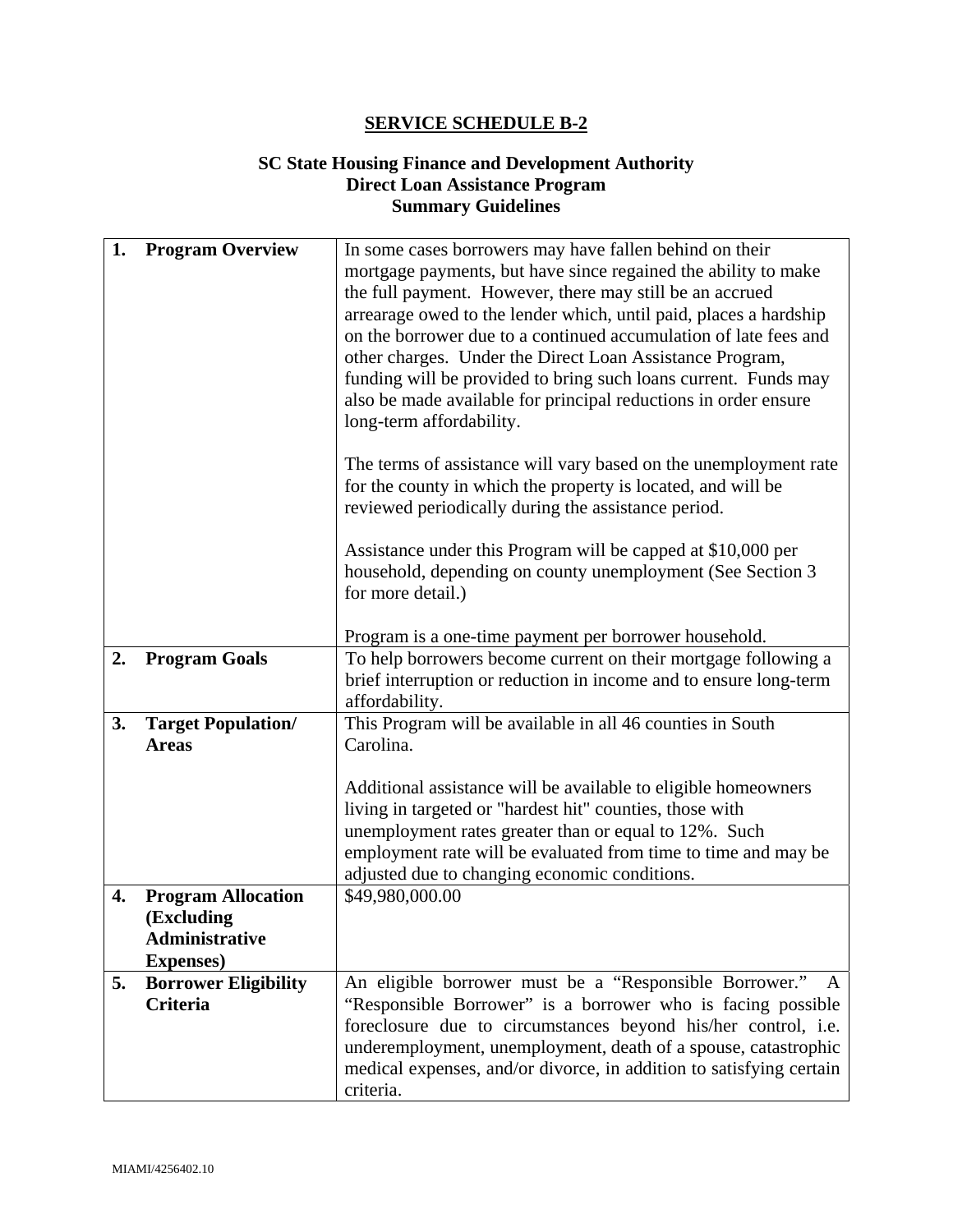# SERVICE SCHEDULE B-2

## SC State Housing Finance and Development Authority
## Direct Loan Assistance Program
## Summary Guidelines

| | |
|---|---|
| **1. Program Overview** | In some cases borrowers may have fallen behind on their mortgage payments, but have since regained the ability to make the full payment. However, there may still be an accrued arrearage owed to the lender which, until paid, places a hardship on the borrower due to a continued accumulation of late fees and other charges. Under the Direct Loan Assistance Program, funding will be provided to bring such loans current. Funds may also be made available for principal reductions in order ensure long-term affordability.<br><br>The terms of assistance will vary based on the unemployment rate for the county in which the property is located, and will be reviewed periodically during the assistance period.<br><br>Assistance under this Program will be capped at $10,000 per household, depending on county unemployment (See Section 3 for more detail.)<br><br>Program is a one-time payment per borrower household. |
| **2. Program Goals** | To help borrowers become current on their mortgage following a brief interruption or reduction in income and to ensure long-term affordability. |
| **3. Target Population/ Areas** | This Program will be available in all 46 counties in South Carolina.<br><br>Additional assistance will be available to eligible homeowners living in targeted or "hardest hit" counties, those with unemployment rates greater than or equal to 12%. Such employment rate will be evaluated from time to time and may be adjusted due to changing economic conditions. |
| **4. Program Allocation (Excluding Administrative Expenses)** | $49,980,000.00 |
| **5. Borrower Eligibility Criteria** | An eligible borrower must be a "Responsible Borrower." A "Responsible Borrower" is a borrower who is facing possible foreclosure due to circumstances beyond his/her control, i.e. underemployment, unemployment, death of a spouse, catastrophic medical expenses, and/or divorce, in addition to satisfying certain criteria. |

MIAMI/4256402.10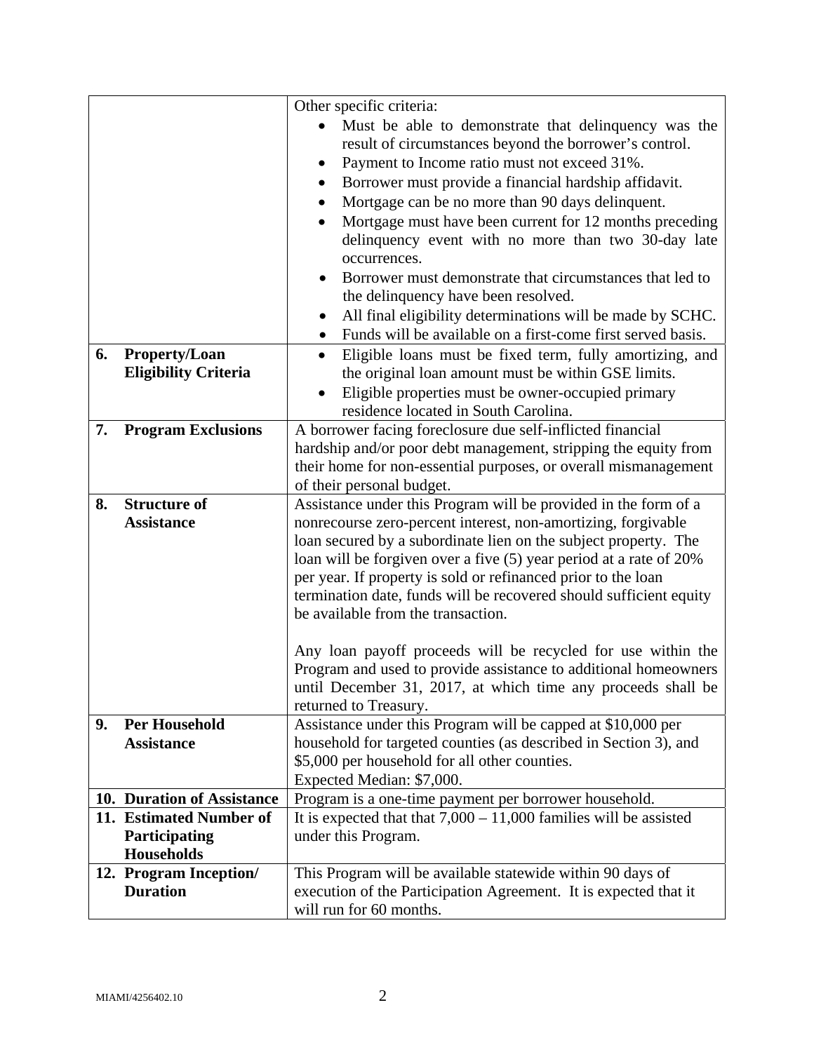| | |
|---|---|
| | Other specific criteria:<br>• Must be able to demonstrate that delinquency was the result of circumstances beyond the borrower's control.<br>• Payment to Income ratio must not exceed 31%.<br>• Borrower must provide a financial hardship affidavit.<br>• Mortgage can be no more than 90 days delinquent.<br>• Mortgage must have been current for 12 months preceding delinquency event with no more than two 30-day late occurrences.<br>• Borrower must demonstrate that circumstances that led to the delinquency have been resolved.<br>• All final eligibility determinations will be made by SCHC.<br>• Funds will be available on a first-come first served basis. |
| **6. Property/Loan Eligibility Criteria** | • Eligible loans must be fixed term, fully amortizing, and the original loan amount must be within GSE limits.<br>• Eligible properties must be owner-occupied primary residence located in South Carolina. |
| **7. Program Exclusions** | A borrower facing foreclosure due self-inflicted financial hardship and/or poor debt management, stripping the equity from their home for non-essential purposes, or overall mismanagement of their personal budget. |
| **8. Structure of Assistance** | Assistance under this Program will be provided in the form of a nonrecourse zero-percent interest, non-amortizing, forgivable loan secured by a subordinate lien on the subject property. The loan will be forgiven over a five (5) year period at a rate of 20% per year. If property is sold or refinanced prior to the loan termination date, funds will be recovered should sufficient equity be available from the transaction.<br><br>Any loan payoff proceeds will be recycled for use within the Program and used to provide assistance to additional homeowners until December 31, 2017, at which time any proceeds shall be returned to Treasury. |
| **9. Per Household Assistance** | Assistance under this Program will be capped at $10,000 per household for targeted counties (as described in Section 3), and $5,000 per household for all other counties.<br>Expected Median: $7,000. |
| **10. Duration of Assistance** | Program is a one-time payment per borrower household. |
| **11. Estimated Number of Participating Households** | It is expected that that 7,000 – 11,000 families will be assisted under this Program. |
| **12. Program Inception/ Duration** | This Program will be available statewide within 90 days of execution of the Participation Agreement. It is expected that it will run for 60 months. |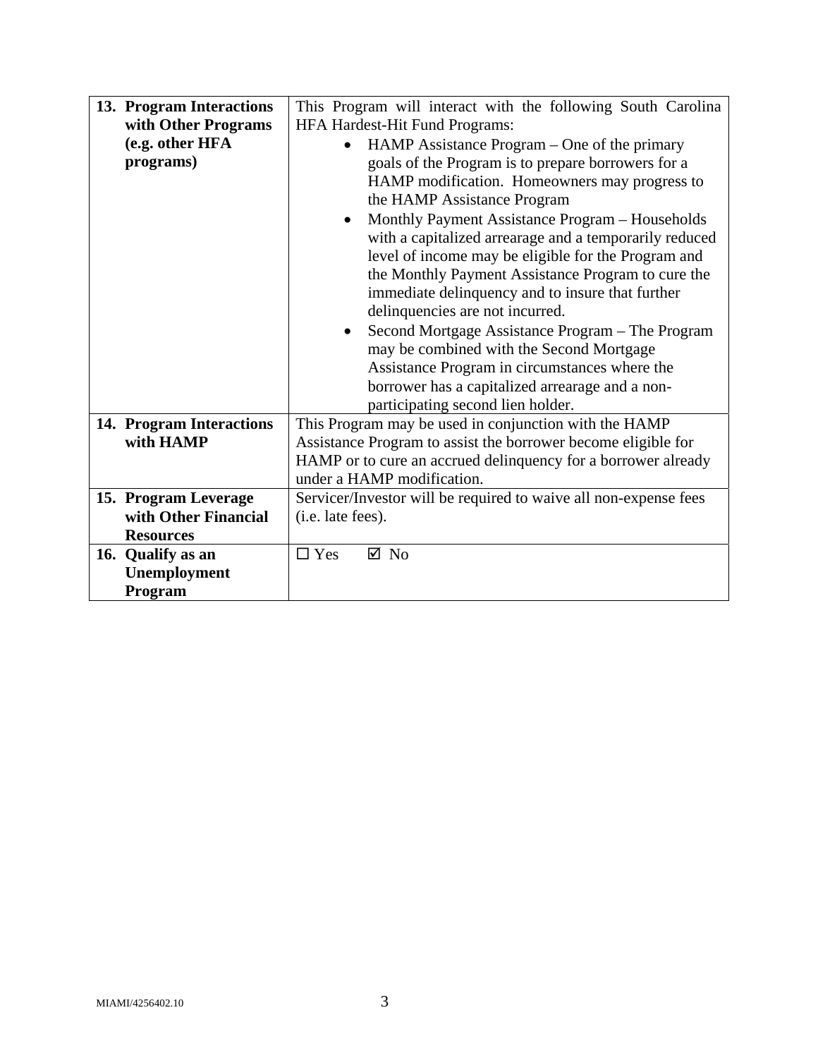| | |
|---|---|
| **13. Program Interactions with Other Programs (e.g. other HFA programs)** | This Program will interact with the following South Carolina HFA Hardest-Hit Fund Programs:<br>• HAMP Assistance Program – One of the primary goals of the Program is to prepare borrowers for a HAMP modification. Homeowners may progress to the HAMP Assistance Program<br>• Monthly Payment Assistance Program – Households with a capitalized arrearage and a temporarily reduced level of income may be eligible for the Program and the Monthly Payment Assistance Program to cure the immediate delinquency and to insure that further delinquencies are not incurred.<br>• Second Mortgage Assistance Program – The Program may be combined with the Second Mortgage Assistance Program in circumstances where the borrower has a capitalized arrearage and a non-participating second lien holder. |
| **14. Program Interactions with HAMP** | This Program may be used in conjunction with the HAMP Assistance Program to assist the borrower become eligible for HAMP or to cure an accrued delinquency for a borrower already under a HAMP modification. |
| **15. Program Leverage with Other Financial Resources** | Servicer/Investor will be required to waive all non-expense fees (i.e. late fees). |
| **16. Qualify as an Unemployment Program** | ☐ Yes ☑ No |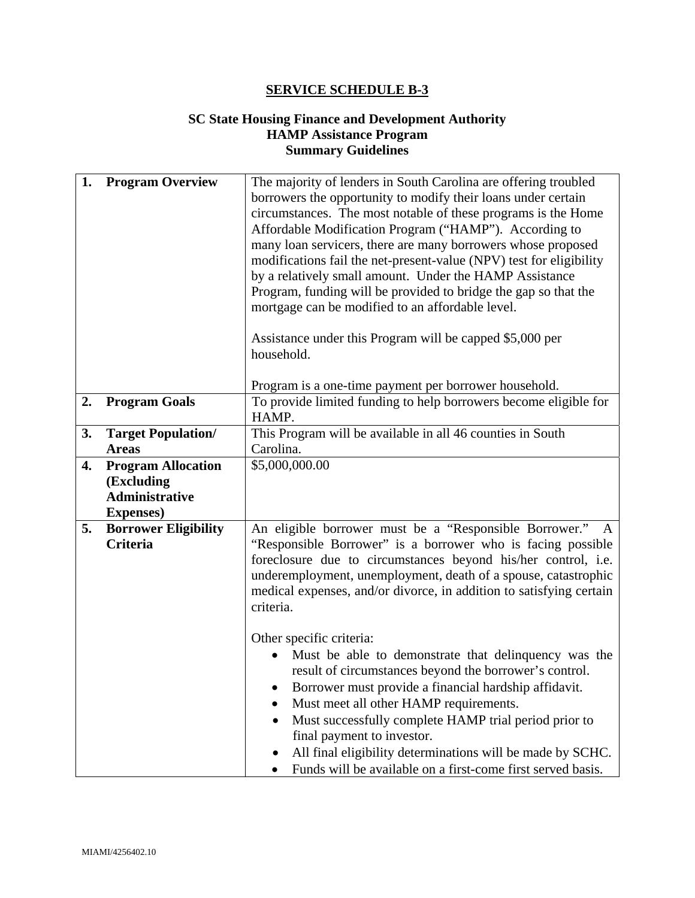# SERVICE SCHEDULE B-3

## SC State Housing Finance and Development Authority
## HAMP Assistance Program
## Summary Guidelines

| | |
|---|---|
| **1. Program Overview** | The majority of lenders in South Carolina are offering troubled borrowers the opportunity to modify their loans under certain circumstances. The most notable of these programs is the Home Affordable Modification Program ("HAMP"). According to many loan servicers, there are many borrowers whose proposed modifications fail the net-present-value (NPV) test for eligibility by a relatively small amount. Under the HAMP Assistance Program, funding will be provided to bridge the gap so that the mortgage can be modified to an affordable level.<br><br>Assistance under this Program will be capped $5,000 per household.<br><br>Program is a one-time payment per borrower household. |
| **2. Program Goals** | To provide limited funding to help borrowers become eligible for HAMP. |
| **3. Target Population/ Areas** | This Program will be available in all 46 counties in South Carolina. |
| **4. Program Allocation (Excluding Administrative Expenses)** | $5,000,000.00 |
| **5. Borrower Eligibility Criteria** | An eligible borrower must be a "Responsible Borrower." A "Responsible Borrower" is a borrower who is facing possible foreclosure due to circumstances beyond his/her control, i.e. underemployment, unemployment, death of a spouse, catastrophic medical expenses, and/or divorce, in addition to satisfying certain criteria.<br><br>Other specific criteria:<br>• Must be able to demonstrate that delinquency was the result of circumstances beyond the borrower's control.<br>• Borrower must provide a financial hardship affidavit.<br>• Must meet all other HAMP requirements.<br>• Must successfully complete HAMP trial period prior to final payment to investor.<br>• All final eligibility determinations will be made by SCHC.<br>• Funds will be available on a first-come first served basis. |

MIAMI/4256402.10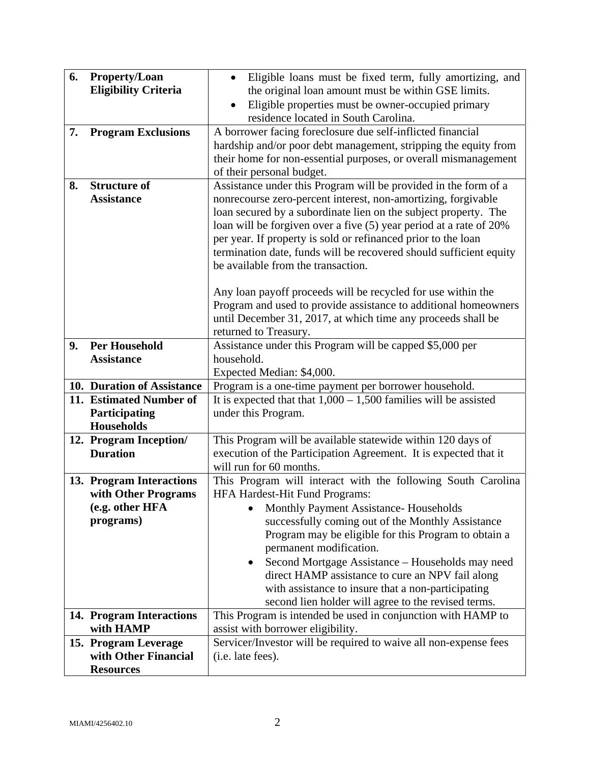| | |
|---|---|
| **6. Property/Loan Eligibility Criteria** | • Eligible loans must be fixed term, fully amortizing, and the original loan amount must be within GSE limits.<br>• Eligible properties must be owner-occupied primary residence located in South Carolina. |
| **7. Program Exclusions** | A borrower facing foreclosure due self-inflicted financial hardship and/or poor debt management, stripping the equity from their home for non-essential purposes, or overall mismanagement of their personal budget. |
| **8. Structure of Assistance** | Assistance under this Program will be provided in the form of a nonrecourse zero-percent interest, non-amortizing, forgivable loan secured by a subordinate lien on the subject property. The loan will be forgiven over a five (5) year period at a rate of 20% per year. If property is sold or refinanced prior to the loan termination date, funds will be recovered should sufficient equity be available from the transaction.<br><br>Any loan payoff proceeds will be recycled for use within the Program and used to provide assistance to additional homeowners until December 31, 2017, at which time any proceeds shall be returned to Treasury. |
| **9. Per Household Assistance** | Assistance under this Program will be capped $5,000 per household.<br>Expected Median: $4,000. |
| **10. Duration of Assistance** | Program is a one-time payment per borrower household. |
| **11. Estimated Number of Participating Households** | It is expected that that 1,000 – 1,500 families will be assisted under this Program. |
| **12. Program Inception/ Duration** | This Program will be available statewide within 120 days of execution of the Participation Agreement. It is expected that it will run for 60 months. |
| **13. Program Interactions with Other Programs (e.g. other HFA programs)** | This Program will interact with the following South Carolina HFA Hardest-Hit Fund Programs:<br>• Monthly Payment Assistance- Households successfully coming out of the Monthly Assistance Program may be eligible for this Program to obtain a permanent modification.<br>• Second Mortgage Assistance – Households may need direct HAMP assistance to cure an NPV fail along with assistance to insure that a non-participating second lien holder will agree to the revised terms. |
| **14. Program Interactions with HAMP** | This Program is intended be used in conjunction with HAMP to assist with borrower eligibility. |
| **15. Program Leverage with Other Financial Resources** | Servicer/Investor will be required to waive all non-expense fees (i.e. late fees). |

MIAMI/4256402.10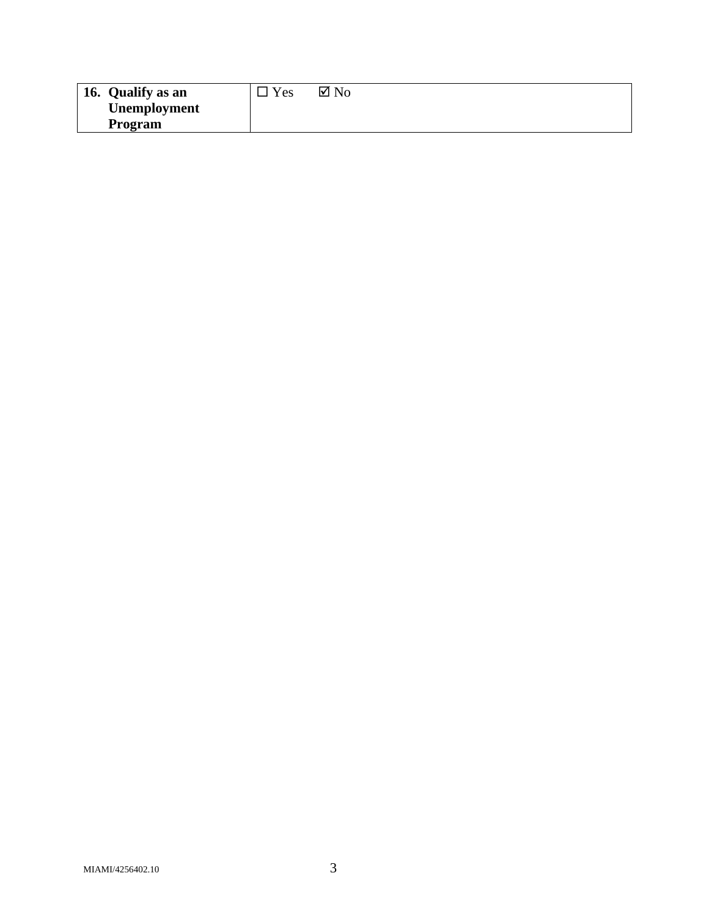| **16. Qualify as an Unemployment Program** | ☐ Yes ☑ No |
|---|---|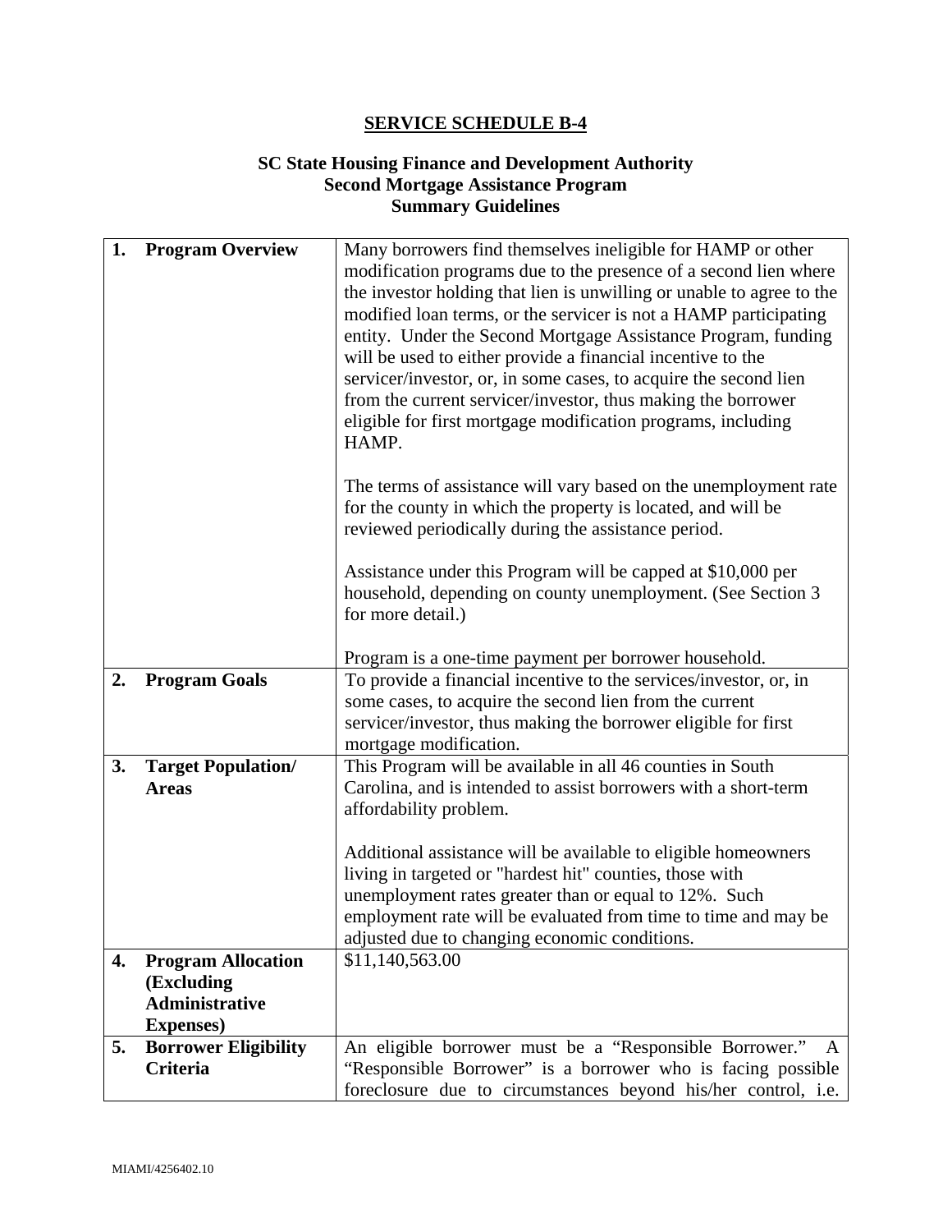## SERVICE SCHEDULE B-4

### SC State Housing Finance and Development Authority
### Second Mortgage Assistance Program
### Summary Guidelines

| | |
|---|---|
| **1. Program Overview** | Many borrowers find themselves ineligible for HAMP or other modification programs due to the presence of a second lien where the investor holding that lien is unwilling or unable to agree to the modified loan terms, or the servicer is not a HAMP participating entity. Under the Second Mortgage Assistance Program, funding will be used to either provide a financial incentive to the servicer/investor, or, in some cases, to acquire the second lien from the current servicer/investor, thus making the borrower eligible for first mortgage modification programs, including HAMP.<br><br>The terms of assistance will vary based on the unemployment rate for the county in which the property is located, and will be reviewed periodically during the assistance period.<br><br>Assistance under this Program will be capped at $10,000 per household, depending on county unemployment. (See Section 3 for more detail.)<br><br>Program is a one-time payment per borrower household. |
| **2. Program Goals** | To provide a financial incentive to the services/investor, or, in some cases, to acquire the second lien from the current servicer/investor, thus making the borrower eligible for first mortgage modification. |
| **3. Target Population/ Areas** | This Program will be available in all 46 counties in South Carolina, and is intended to assist borrowers with a short-term affordability problem.<br><br>Additional assistance will be available to eligible homeowners living in targeted or "hardest hit" counties, those with unemployment rates greater than or equal to 12%. Such employment rate will be evaluated from time to time and may be adjusted due to changing economic conditions. |
| **4. Program Allocation (Excluding Administrative Expenses)** | $11,140,563.00 |
| **5. Borrower Eligibility Criteria** | An eligible borrower must be a "Responsible Borrower." A "Responsible Borrower" is a borrower who is facing possible foreclosure due to circumstances beyond his/her control, i.e. |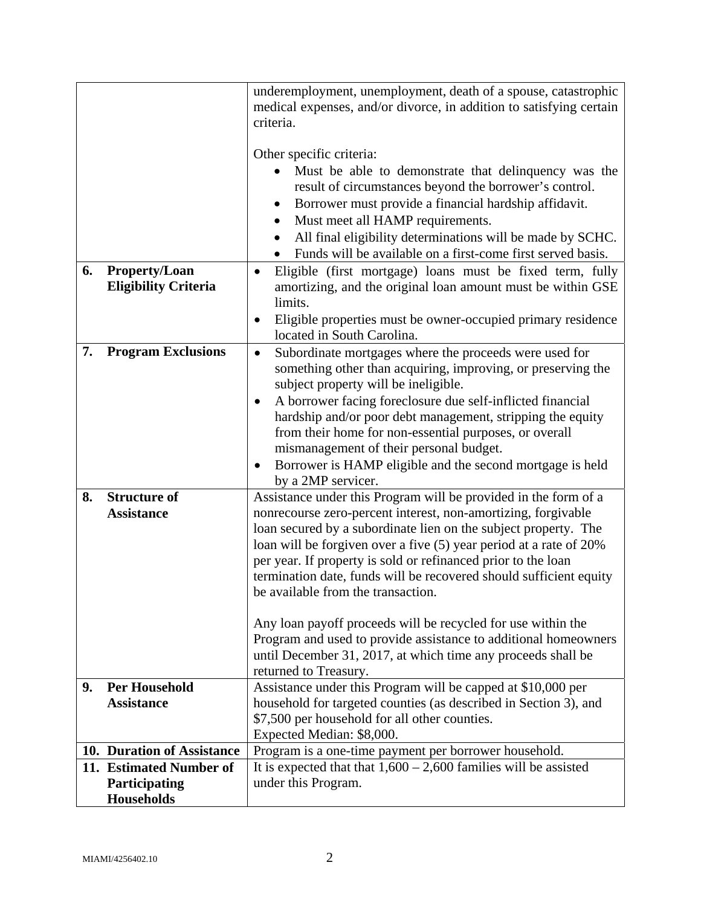| | |
|---|---|
| | underemployment, unemployment, death of a spouse, catastrophic medical expenses, and/or divorce, in addition to satisfying certain criteria.<br><br>Other specific criteria:<br>• Must be able to demonstrate that delinquency was the result of circumstances beyond the borrower's control.<br>• Borrower must provide a financial hardship affidavit.<br>• Must meet all HAMP requirements.<br>• All final eligibility determinations will be made by SCHC.<br>• Funds will be available on a first-come first served basis. |
| **6. Property/Loan Eligibility Criteria** | • Eligible (first mortgage) loans must be fixed term, fully amortizing, and the original loan amount must be within GSE limits.<br>• Eligible properties must be owner-occupied primary residence located in South Carolina. |
| **7. Program Exclusions** | • Subordinate mortgages where the proceeds were used for something other than acquiring, improving, or preserving the subject property will be ineligible.<br>• A borrower facing foreclosure due self-inflicted financial hardship and/or poor debt management, stripping the equity from their home for non-essential purposes, or overall mismanagement of their personal budget.<br>• Borrower is HAMP eligible and the second mortgage is held by a 2MP servicer. |
| **8. Structure of Assistance** | Assistance under this Program will be provided in the form of a nonrecourse zero-percent interest, non-amortizing, forgivable loan secured by a subordinate lien on the subject property. The loan will be forgiven over a five (5) year period at a rate of 20% per year. If property is sold or refinanced prior to the loan termination date, funds will be recovered should sufficient equity be available from the transaction.<br><br>Any loan payoff proceeds will be recycled for use within the Program and used to provide assistance to additional homeowners until December 31, 2017, at which time any proceeds shall be returned to Treasury. |
| **9. Per Household Assistance** | Assistance under this Program will be capped at $10,000 per household for targeted counties (as described in Section 3), and $7,500 per household for all other counties.<br>Expected Median: $8,000. |
| **10. Duration of Assistance** | Program is a one-time payment per borrower household. |
| **11. Estimated Number of Participating Households** | It is expected that that 1,600 – 2,600 families will be assisted under this Program. |

MIAMI/4256402.10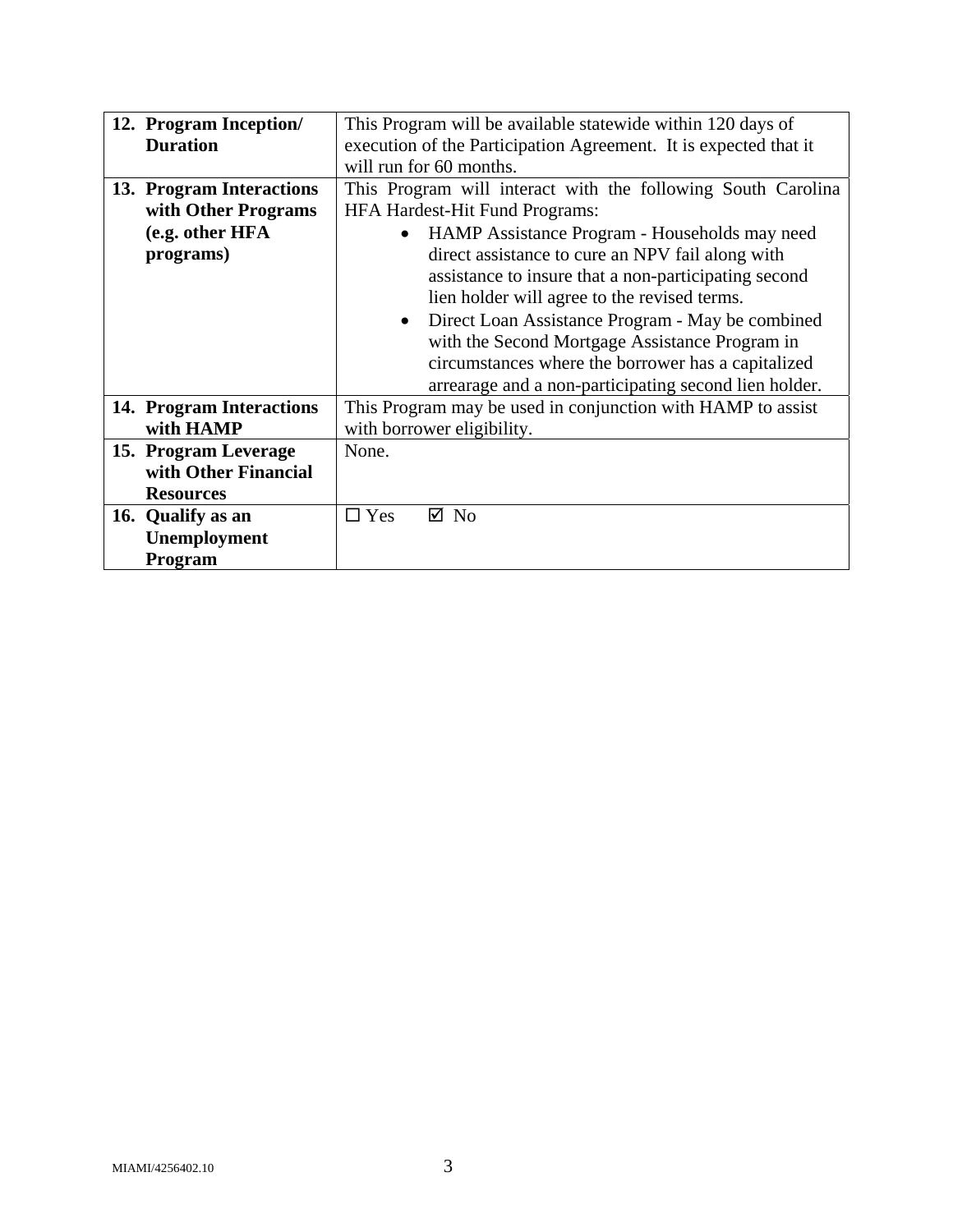| | |
|---|---|
| **12. Program Inception/ Duration** | This Program will be available statewide within 120 days of execution of the Participation Agreement. It is expected that it will run for 60 months. |
| **13. Program Interactions with Other Programs (e.g. other HFA programs)** | This Program will interact with the following South Carolina HFA Hardest-Hit Fund Programs:<br>• HAMP Assistance Program - Households may need direct assistance to cure an NPV fail along with assistance to insure that a non-participating second lien holder will agree to the revised terms.<br>• Direct Loan Assistance Program - May be combined with the Second Mortgage Assistance Program in circumstances where the borrower has a capitalized arrearage and a non-participating second lien holder. |
| **14. Program Interactions with HAMP** | This Program may be used in conjunction with HAMP to assist with borrower eligibility. |
| **15. Program Leverage with Other Financial Resources** | None. |
| **16. Qualify as an Unemployment Program** | ☐ Yes ☑ No |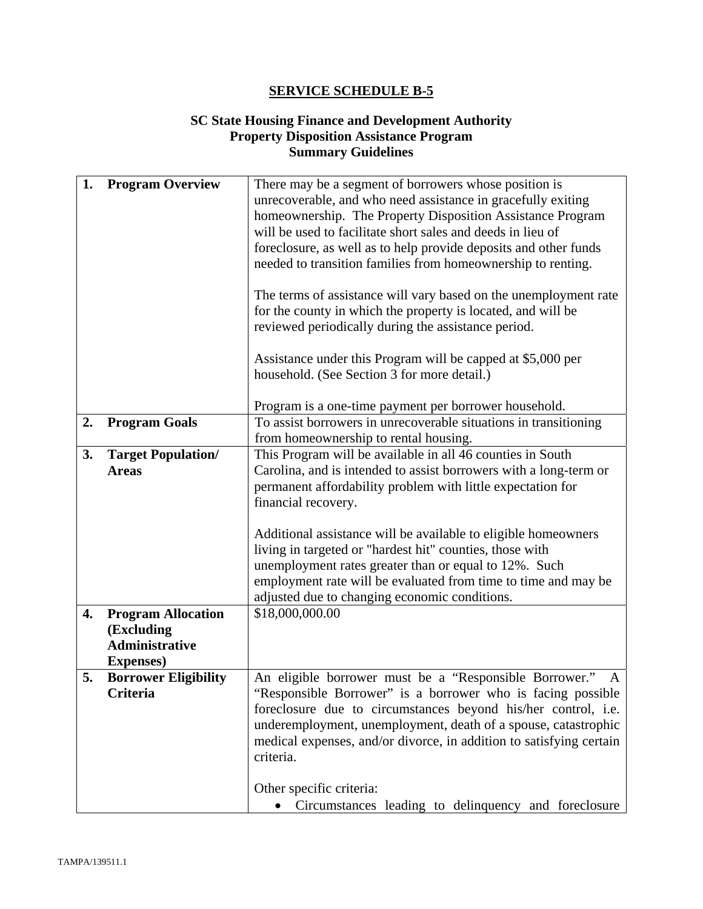**SERVICE SCHEDULE B-5**

**SC State Housing Finance and Development Authority**
**Property Disposition Assistance Program**
**Summary Guidelines**

| | |
|---|---|
| **1. Program Overview** | There may be a segment of borrowers whose position is unrecoverable, and who need assistance in gracefully exiting homeownership. The Property Disposition Assistance Program will be used to facilitate short sales and deeds in lieu of foreclosure, as well as to help provide deposits and other funds needed to transition families from homeownership to renting.<br><br>The terms of assistance will vary based on the unemployment rate for the county in which the property is located, and will be reviewed periodically during the assistance period.<br><br>Assistance under this Program will be capped at $5,000 per household. (See Section 3 for more detail.)<br><br>Program is a one-time payment per borrower household. |
| **2. Program Goals** | To assist borrowers in unrecoverable situations in transitioning from homeownership to rental housing. |
| **3. Target Population/ Areas** | This Program will be available in all 46 counties in South Carolina, and is intended to assist borrowers with a long-term or permanent affordability problem with little expectation for financial recovery.<br><br>Additional assistance will be available to eligible homeowners living in targeted or "hardest hit" counties, those with unemployment rates greater than or equal to 12%. Such employment rate will be evaluated from time to time and may be adjusted due to changing economic conditions. |
| **4. Program Allocation (Excluding Administrative Expenses)** | $18,000,000.00 |
| **5. Borrower Eligibility Criteria** | An eligible borrower must be a "Responsible Borrower." A "Responsible Borrower" is a borrower who is facing possible foreclosure due to circumstances beyond his/her control, i.e. underemployment, unemployment, death of a spouse, catastrophic medical expenses, and/or divorce, in addition to satisfying certain criteria.<br><br>Other specific criteria:<br>• Circumstances leading to delinquency and foreclosure |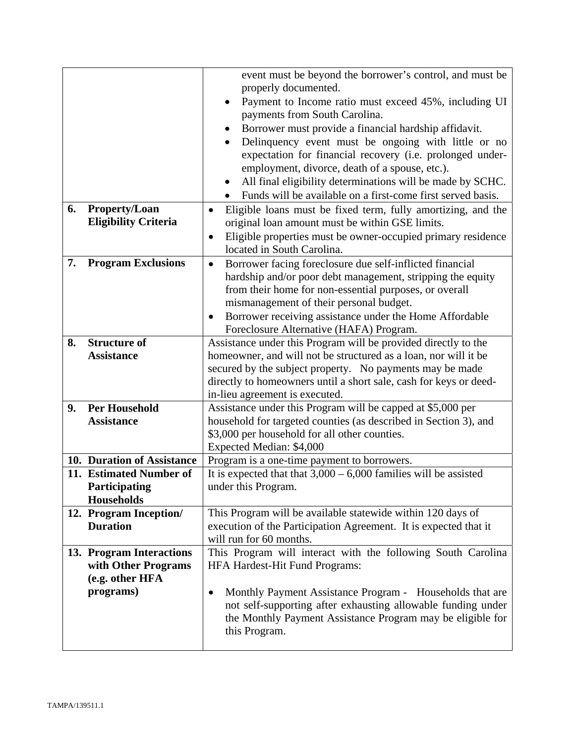| | |
|---|---|
| | event must be beyond the borrower's control, and must be properly documented.<br>• Payment to Income ratio must exceed 45%, including UI payments from South Carolina.<br>• Borrower must provide a financial hardship affidavit.<br>• Delinquency event must be ongoing with little or no expectation for financial recovery (i.e. prolonged under-employment, divorce, death of a spouse, etc.).<br>• All final eligibility determinations will be made by SCHC.<br>• Funds will be available on a first-come first served basis. |
| **6. Property/Loan Eligibility Criteria** | • Eligible loans must be fixed term, fully amortizing, and the original loan amount must be within GSE limits.<br>• Eligible properties must be owner-occupied primary residence located in South Carolina. |
| **7. Program Exclusions** | • Borrower facing foreclosure due self-inflicted financial hardship and/or poor debt management, stripping the equity from their home for non-essential purposes, or overall mismanagement of their personal budget.<br>• Borrower receiving assistance under the Home Affordable Foreclosure Alternative (HAFA) Program. |
| **8. Structure of Assistance** | Assistance under this Program will be provided directly to the homeowner, and will not be structured as a loan, nor will it be secured by the subject property. No payments may be made directly to homeowners until a short sale, cash for keys or deed-in-lieu agreement is executed. |
| **9. Per Household Assistance** | Assistance under this Program will be capped at \$5,000 per household for targeted counties (as described in Section 3), and \$3,000 per household for all other counties.<br>Expected Median: \$4,000 |
| **10. Duration of Assistance** | Program is a one-time payment to borrowers. |
| **11. Estimated Number of Participating Households** | It is expected that that 3,000 – 6,000 families will be assisted under this Program. |
| **12. Program Inception/ Duration** | This Program will be available statewide within 120 days of execution of the Participation Agreement. It is expected that it will run for 60 months. |
| **13. Program Interactions with Other Programs (e.g. other HFA programs)** | This Program will interact with the following South Carolina HFA Hardest-Hit Fund Programs:<br><br>• Monthly Payment Assistance Program - Households that are not self-supporting after exhausting allowable funding under the Monthly Payment Assistance Program may be eligible for this Program. |

TAMPA/139511.1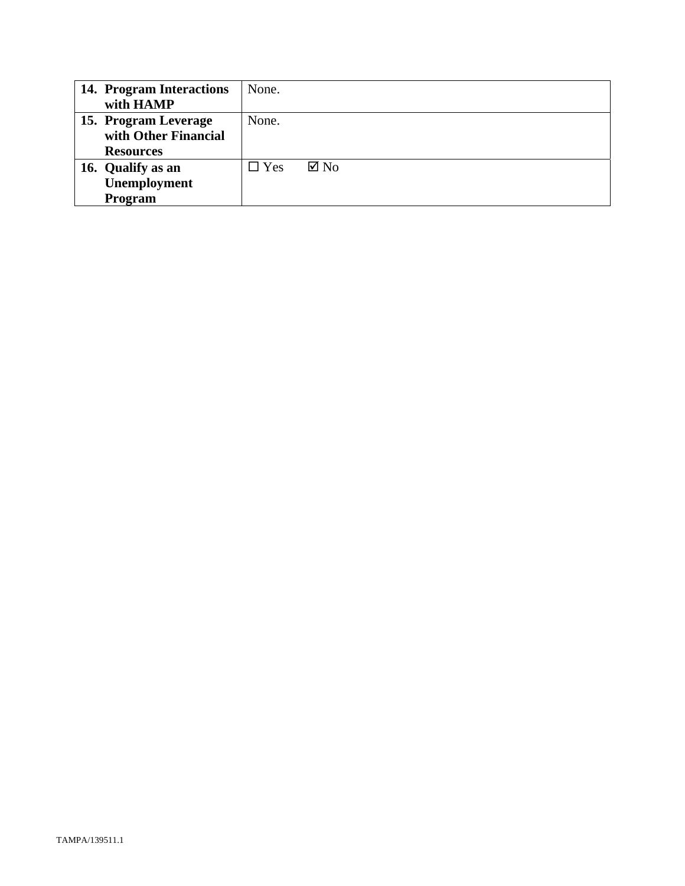| | |
|---|---|
| **14. Program Interactions with HAMP** | None. |
| **15. Program Leverage with Other Financial Resources** | None. |
| **16. Qualify as an Unemployment Program** | ☐ Yes ☑ No |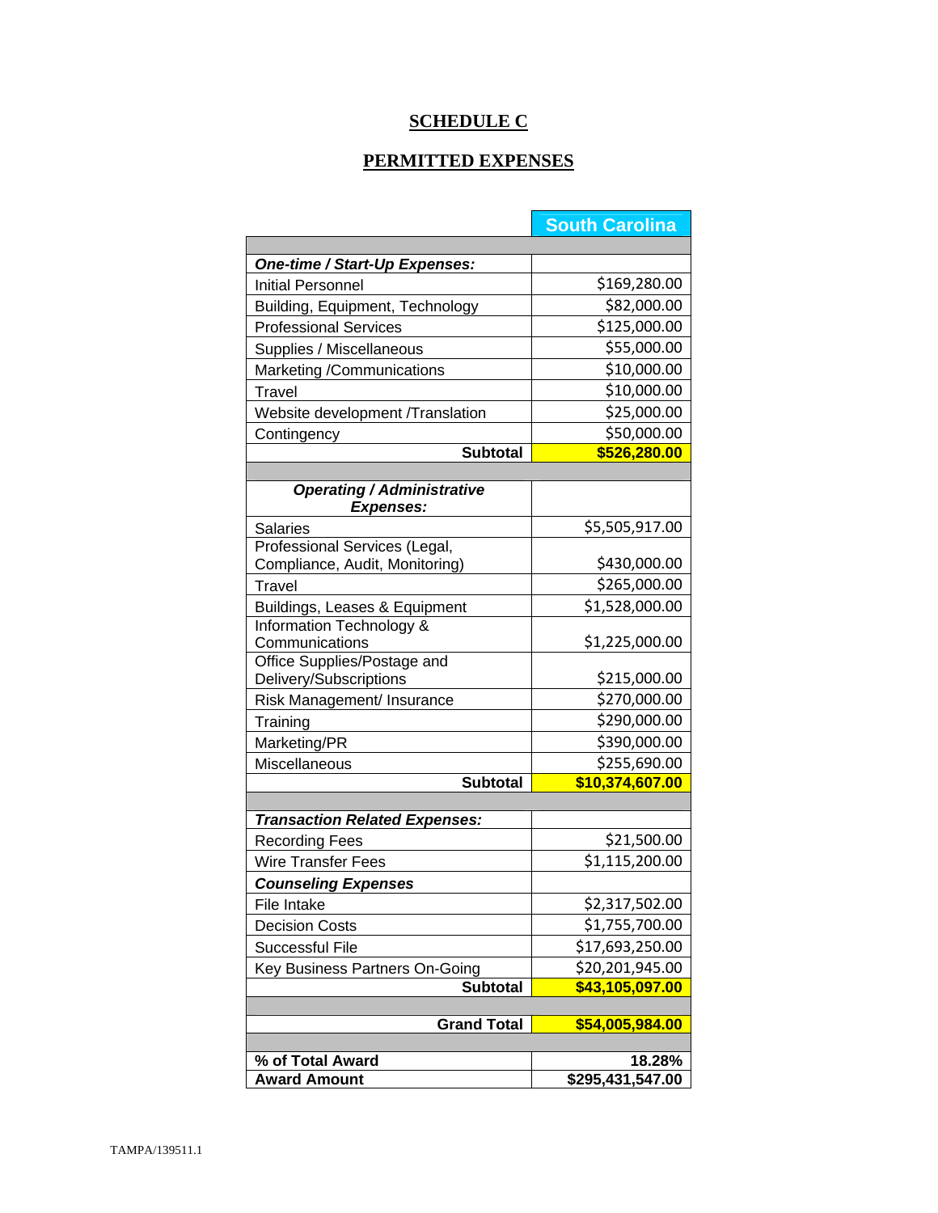# SCHEDULE C

## PERMITTED EXPENSES

| | South Carolina |
|---|---|
| | |
| ***One-time / Start-Up Expenses:*** | |
| Initial Personnel | $169,280.00 |
| Building, Equipment, Technology | $82,000.00 |
| Professional Services | $125,000.00 |
| Supplies / Miscellaneous | $55,000.00 |
| Marketing /Communications | $10,000.00 |
| Travel | $10,000.00 |
| Website development /Translation | $25,000.00 |
| Contingency | $50,000.00 |
| **Subtotal** | **$526,280.00** |
| | |
| ***Operating / Administrative Expenses:*** | |
| Salaries | $5,505,917.00 |
| Professional Services (Legal, Compliance, Audit, Monitoring) | $430,000.00 |
| Travel | $265,000.00 |
| Buildings, Leases & Equipment | $1,528,000.00 |
| Information Technology & Communications | $1,225,000.00 |
| Office Supplies/Postage and Delivery/Subscriptions | $215,000.00 |
| Risk Management/ Insurance | $270,000.00 |
| Training | $290,000.00 |
| Marketing/PR | $390,000.00 |
| Miscellaneous | $255,690.00 |
| **Subtotal** | **$10,374,607.00** |
| | |
| ***Transaction Related Expenses:*** | |
| Recording Fees | $21,500.00 |
| Wire Transfer Fees | $1,115,200.00 |
| ***Counseling Expenses*** | |
| File Intake | $2,317,502.00 |
| Decision Costs | $1,755,700.00 |
| Successful File | $17,693,250.00 |
| Key Business Partners On-Going | $20,201,945.00 |
| **Subtotal** | **$43,105,097.00** |
| | |
| **Grand Total** | **$54,005,984.00** |
| | |
| **% of Total Award** | **18.28%** |
| **Award Amount** | **$295,431,547.00** |

TAMPA/139511.1